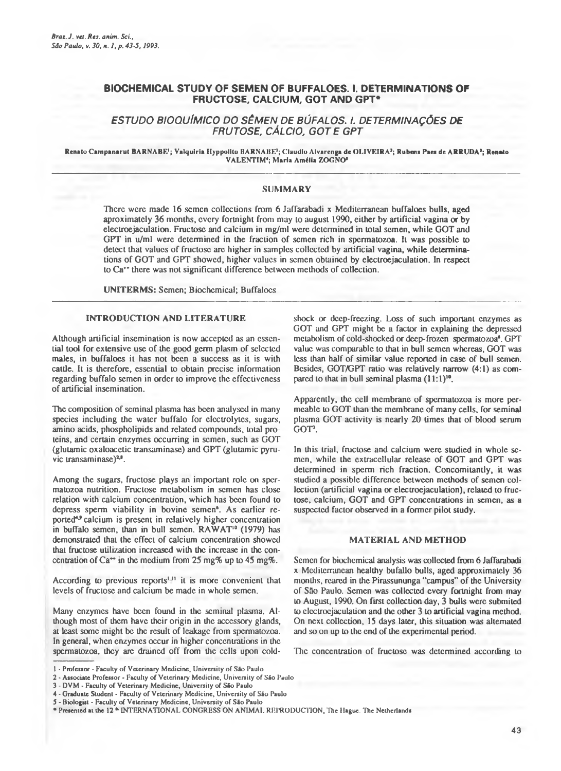# BIOCHEMICAL STUDY OF SEMEN OF BUFFALOES. I. DETERMINATIONS OF FRUCTOSE, CALCIUM, GOT AND GPT*

## *ESTUDO BIOQUÍMICO DO SÊMEN DE BÚFALOS. I. DETERMINAÇÕES DE FRUTOSE, CÁLCIO, GOT E GPT*

Renato Campanarut BARNABE[1]; Valquiria Hyppolito BARNABE[2]; Claudio Alvarenga de OLIVEIRA[3]; Rubens Paes de ARRUDA[3]; Renato VALENTIM[4]; Maria Amélia ZOGNO[5]

### SUMMARY

There were made 16 semen collections from 6 Jaffarabadi x Mediterranean buffaloes bulls, aged aproximately 36 months, every fortnight from may to august 1990, either by artificial vagina or by electroejaculation. Fructose and calcium in mg/ml were determined in total semen, while GOT and GPT in u/ml were determined in the fraction of semen rich in spermatozoa. It was possible to detect that values of fructose are higher in samples collected by artificial vagina, while determinations of GOT and GPT showed, higher values in semen obtained by electroejaculation. In respect to $Ca^{++}$ there was not significant difference between methods of collection.

**UNITERMS:** Semen; Biochemical; Buffaloes

## INTRODUCTION AND LITERATURE

Although artificial insemination is now accepted as an essential tool for extensive use of the good germ plasm of selected males, in buffaloes it has not been a success as it is with cattle. It is therefore, essential to obtain precise information regarding buffalo semen in order to improve the effectiveness of artificial insemination.

The composition of seminal plasma has been analysed in many species including the water buffalo for electrolytes, sugars, amino acids, phospholipids and related compounds, total proteins, and certain enzymes occurring in semen, such as GOT (glutamic oxaloacetic transaminase) and GPT (glutamic pyruvic transaminase)[2,8].

Among the sugars, fructose plays an important role on spermatozoa nutrition. Fructose metabolism in semen has close relation with calcium concentration, which has been found to depress sperm viability in bovine semen[6]. As earlier reported[4,9] calcium is present in relatively higher concentration in buffalo semen, than in bull semen. RAWAT[10] (1979) has demonstrated that the effect of calcium concentration showed that fructose utilization increased with the increase in the concentration of $Ca^{++}$ in the medium from 25 mg% up to 45 mg%.

According to previous reports[1,11] it is more convenient that levels of fructose and calcium be made in whole semen.

Many enzymes have been found in the seminal plasma. Although most of them have their origin in the accessory glands, at least some might be the result of leakage from spermatozoa. In general, when enzymes occur in higher concentrations in the spermatozoa, they are drained off from the cells upon cold-shock or deep-freezing. Loss of such important enzymes as GOT and GPT might be a factor in explaining the depressed metabolism of cold-shocked or deep-frozen spermatozoa[6]. GPT value was comparable to that in bull semen whereas, GOT was less than half of similar value reported in case of bull semen. Besides, GOT/GPT ratio was relatively narrow (4:1) as compared to that in bull seminal plasma (11:1)[10].

Apparently, the cell membrane of spermatozoa is more permeable to GOT than the membrane of many cells, for seminal plasma GOT activity is nearly 20 times that of blood serum GOT[3].

In this trial, fructose and calcium were studied in whole semen, while the extracellular release of GOT and GPT was determined in sperm rich fraction. Concomitantly, it was studied a possible difference between methods of semen collection (artificial vagina or electroejaculation), related to fructose, calcium, GOT and GPT concentrations in semen, as a suspected factor observed in a former pilot study.

## MATERIAL AND METHOD

Semen for biochemical analysis was collected from 6 Jaffarabadi x Mediterranean healthy bufallo bulls, aged approximately 36 months, reared in the Pirassununga "campus" of the University of São Paulo. Semen was collected every fortnight from may to August, 1990. On first collection day, 3 bulls were submited to electroejaculation and the other 3 to artificial vagina method. On next collection, 15 days later, this situation was alternated and so on up to the end of the experimental period.

The concentration of fructose was determined according to

---

1 - Professor - Faculty of Veterinary Medicine, University of São Paulo
2 - Associate Professor - Faculty of Veterinary Medicine, University of São Paulo
3 - DVM - Faculty of Veterinary Medicine, University of São Paulo
4 - Graduate Student - Faculty of Veterinary Medicine, University of São Paulo
5 - Biologist - Faculty of Veterinary Medicine, University of São Paulo
* Presented at the 12 th INTERNATIONAL CONGRESS ON ANIMAL REPRODUCTION, The Hague. The Netherlands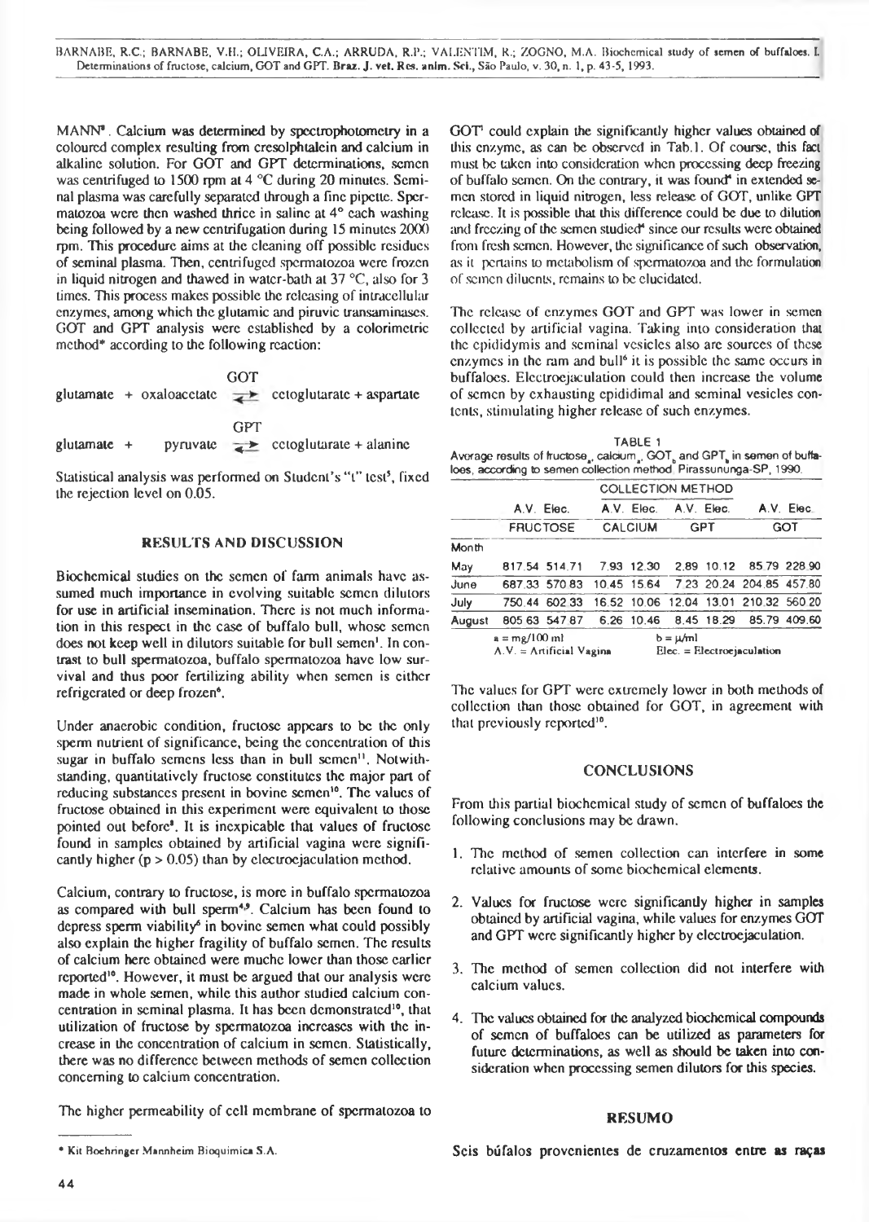MANN[8]. Calcium was determined by spectrophotometry in a coloured complex resulting from cresolphtalein and calcium in alkaline solution. For GOT and GPT determinations, semen was centrifuged to 1500 rpm at 4 °C during 20 minutes. Seminal plasma was carefully separated through a fine pipette. Spermatozoa were then washed thrice in saline at 4° each washing being followed by a new centrifugation during 15 minutes 2000 rpm. This procedure aims at the cleaning off possible residues of seminal plasma. Then, centrifuged spermatozoa were frozen in liquid nitrogen and thawed in water-bath at 37 °C, also for 3 times. This process makes possible the releasing of intracellular enzymes, among which the glutamic and piruvic transaminases. GOT and GPT analysis were established by a colorimetric method* according to the following reaction:

$$\text{glutamate} + \text{oxaloacetate} \overset{\text{GOT}}{\rightleftharpoons} \text{cetoglutarate} + \text{aspartate}$$

$$\text{glutamate} + \text{pyruvate} \overset{\text{GPT}}{\rightleftharpoons} \text{cetoglutarate} + \text{alanine}$$

Statistical analysis was performed on Student's "t" test[5], fixed the rejection level on 0.05.

## RESULTS AND DISCUSSION

Biochemical studies on the semen of farm animals have assumed much importance in evolving suitable semen dilutors for use in artificial insemination. There is not much information in this respect in the case of buffalo bull, whose semen does not keep well in dilutors suitable for bull semen[1]. In contrast to bull spermatozoa, buffalo spermatozoa have low survival and thus poor fertilizing ability when semen is either refrigerated or deep frozen[6].

Under anaerobic condition, fructose appears to be the only sperm nutrient of significance, being the concentration of this sugar in buffalo semens less than in bull semen[11]. Notwithstanding, quantitatively fructose constitutes the major part of reducing substances present in bovine semen[10]. The values of fructose obtained in this experiment were equivalent to those pointed out before[8]. It is inexpicable that values of fructose found in samples obtained by artificial vagina were significantly higher ($p > 0.05$) than by electroejaculation method.

Calcium, contrary to fructose, is more in buffalo spermatozoa as compared with bull sperm[4,9]. Calcium has been found to depress sperm viability[6] in bovine semen what could possibly also explain the higher fragility of buffalo semen. The results of calcium here obtained were muche lower than those earlier reported[10]. However, it must be argued that our analysis were made in whole semen, while this author studied calcium concentration in seminal plasma. It has been demonstrated[10], that utilization of fructose by spermatozoa increases with the increase in the concentration of calcium in semen. Statistically, there was no difference between methods of semen collection concerning to calcium concentration.

The higher permeability of cell membrane of spermatozoa to GOT[7] could explain the significantly higher values obtained of this enzyme, as can be observed in Tab.1. Of course, this fact must be taken into consideration when processing deep freezing of buffalo semen. On the contrary, it was found[4] in extended semen stored in liquid nitrogen, less release of GOT, unlike GPT release. It is possible that this difference could be due to dilution and freezing of the semen studied[4] since our results were obtained from fresh semen. However, the significance of such observation, as it pertains to metabolism of spermatozoa and the formulation of semen diluents, remains to be elucidated.

The release of enzymes GOT and GPT was lower in semen collected by artificial vagina. Taking into consideration that the epididymis and seminal vesicles also are sources of these enzymes in the ram and bull[6] it is possible the same occurs in buffaloes. Electroejaculation could then increase the volume of semen by exhausting epididimal and seminal vesicles contents, stimulating higher release of such enzymes.

TABLE 1
Average results of fructose$_a$, calcium$_a$, GOT$_b$ and GPT$_b$ in semen of buffaloes, according to semen collection method. Pirassununga-SP, 1990.

| | COLLECTION METHOD | | | | | | | |
|---|---|---|---|---|---|---|---|---|
| | A.V. | Elec. | A.V. | Elec. | A.V. | Elec. | A.V. | Elec. |
| | FRUCTOSE | | CALCIUM | | GPT | | GOT | |
| Month | | | | | | | | |
| May | 817.54 | 514.71 | 7.93 | 12.30 | 2.89 | 10.12 | 85.79 | 228.90 |
| June | 687.33 | 570.83 | 10.45 | 15.64 | 7.23 | 20.24 | 204.85 | 457.80 |
| July | 750.44 | 602.33 | 16.52 | 10.06 | 12.04 | 13.01 | 210.32 | 560.20 |
| August | 805.63 | 547.87 | 6.26 | 10.46 | 8.45 | 18.29 | 85.79 | 409.60 |

a = mg/100 ml; b = µ/ml
A.V. = Artificial Vagina; Elec. = Electroejaculation

The values for GPT were extremely lower in both methods of collection than those obtained for GOT, in agreement with that previously reported[10].

## CONCLUSIONS

From this partial biochemical study of semen of buffaloes the following conclusions may be drawn.

1. The method of semen collection can interfere in some relative amounts of some biochemical elements.
2. Values for fructose were significantly higher in samples obtained by artificial vagina, while values for enzymes GOT and GPT were significantly higher by electroejaculation.
3. The method of semen collection did not interfere with calcium values.
4. The values obtained for the analyzed biochemical compounds of semen of buffaloes can be utilized as parameters for future determinations, as well as should be taken into consideration when processing semen dilutors for this species.

## RESUMO

Seis búfalos provenientes de cruzamentos entre as raças

* Kit Boehringer Mannheim Bioquimica S.A.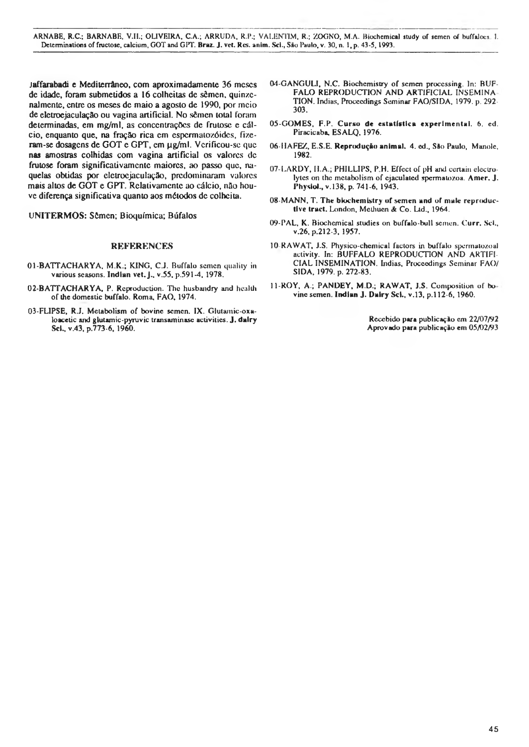Jaffarabadi e Mediterrâneo, com aproximadamente 36 meses de idade, foram submetidos a 16 colheitas de sêmen, quinzenalmente, entre os meses de maio a agosto de 1990, por meio de eletroejaculação ou vagina artificial. No sêmen total foram determinadas, em mg/ml, as concentrações de frutose e cálcio, enquanto que, na fração rica em espermatozóides, fizeram-se dosagens de GOT e GPT, em µg/ml. Verificou-se que nas amostras colhidas com vagina artificial os valores de frutose foram significativamente maiores, ao passo que, naquelas obtidas por eletroejaculação, predominaram valores mais altos de GOT e GPT. Relativamente ao cálcio, não houve diferença significativa quanto aos métodos de colheita.

**UNITERMOS:** Sêmen; Bioquímica; Búfalos

## REFERENCES

01-BATTACHARYA, M.K.; KING, C.J. Buffalo semen quality in various seasons. **Indian vet. J.**, v.55, p.591-4, 1978.

02-BATTACHARYA, P. Reproduction. The husbandry and health of the domestic buffalo. Roma, FAO, 1974.

03-FLIPSE, R.J. Metabolism of bovine semen. IX. Glutamic-oxaloacetic and glutamic-pyruvic transaminase activities. **J. dairy Sci.**, v.43, p.773-6, 1960.

04-GANGULI, N.C. Biochemistry of semen processing. In: BUFFALO REPRODUCTION AND ARTIFICIAL INSEMINATION. Indias, Proceedings Seminar FAO/SIDA, 1979. p. 292-303.

05-GOMES, F.P. **Curso de estatística experimental.** 6. ed. Piracicaba, ESALQ, 1976.

06-HAFEZ, E.S.E. **Reprodução animal.** 4. ed., São Paulo, Manole, 1982.

07-LARDY, H.A.; PHILLIPS, P.H. Effect of pH and certain electrolytes on the metabolism of ejaculated spermatozoa. **Amer. J. Physiol.**, v.138, p. 741-6, 1943.

08-MANN, T. **The biochemistry of semen and of male reproductive tract.** London, Methuen & Co. Ltd., 1964.

09-PAL, K. Biochemical studies on buffalo-bull semen. **Curr. Sci.**, v.26, p.212-3, 1957.

10-RAWAT, J.S. Physico-chemical factors in buffalo spermatozoal activity. In: BUFFALO REPRODUCTION AND ARTIFICIAL INSEMINATION. Indias, Proceedings Seminar FAO/SIDA, 1979. p. 272-83.

11-ROY, A.; PANDEY, M.D.; RAWAT, J.S. Composition of bovine semen. **Indian J. Dairy Sci.**, v.13, p.112-6, 1960.

Recebido para publicação em 22/07/92
Aprovado para publicação em 05/02/93